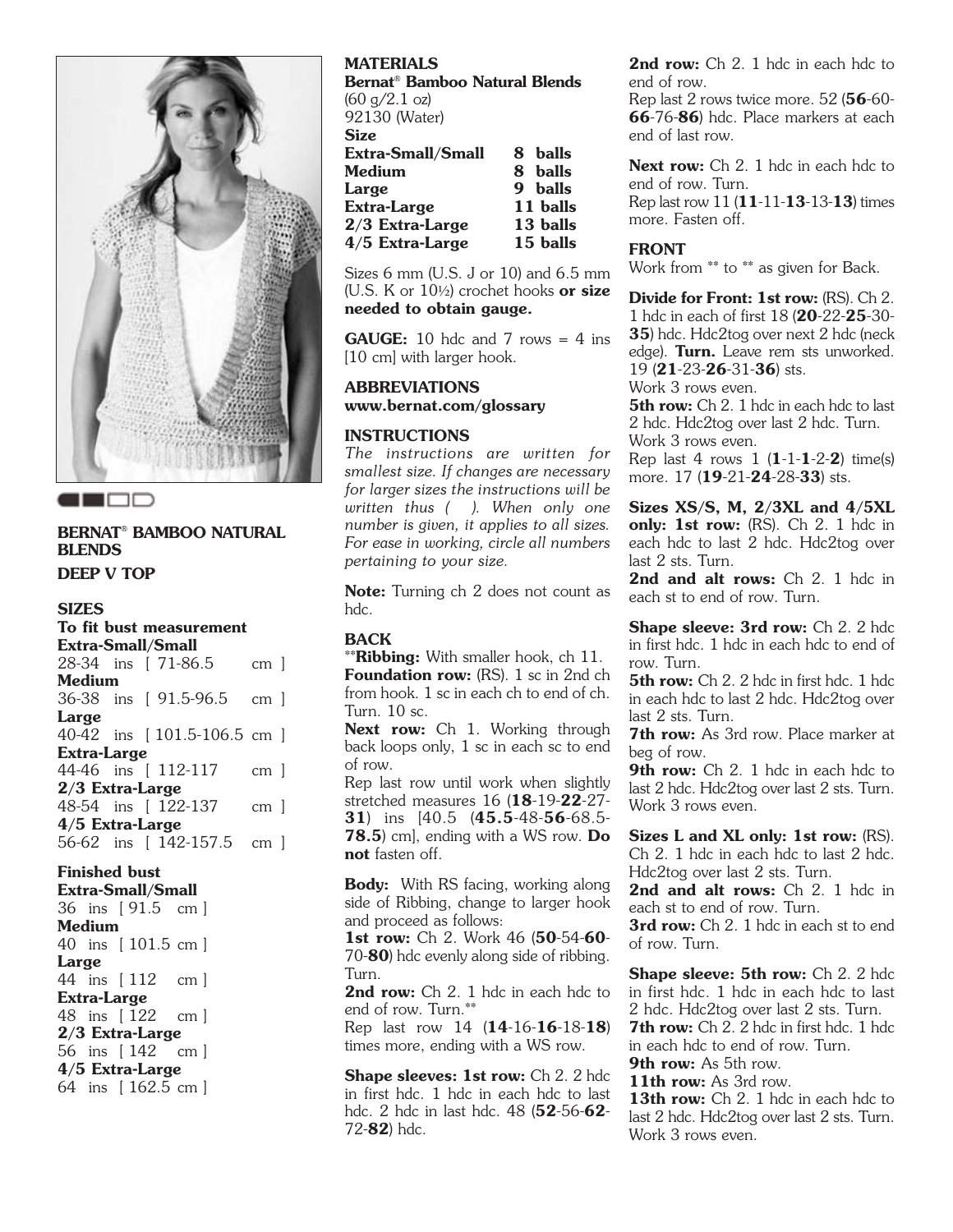**BERNAT® BAMBOO NATURAL BLENDS**

**DEEP V TOP**

**SIZES**

**To fit bust measurement**

**Extra-Small/Small**
28-34 ins [ 71-86.5 cm ]
**Medium**
36-38 ins [ 91.5-96.5 cm ]
**Large**
40-42 ins [ 101.5-106.5 cm ]
**Extra-Large**
44-46 ins [ 112-117 cm ]
**2/3 Extra-Large**
48-54 ins [ 122-137 cm ]
**4/5 Extra-Large**
56-62 ins [ 142-157.5 cm ]

**Finished bust**

**Extra-Small/Small**
36 ins [ 91.5 cm ]
**Medium**
40 ins [ 101.5 cm ]
**Large**
44 ins [ 112 cm ]
**Extra-Large**
48 ins [ 122 cm ]
**2/3 Extra-Large**
56 ins [ 142 cm ]
**4/5 Extra-Large**
64 ins [ 162.5 cm ]

**MATERIALS**

**Bernat® Bamboo Natural Blends**
(60 g/2.1 oz)
92130 (Water)

| **Size** | |
|---|---|
| **Extra-Small/Small** | **8 balls** |
| **Medium** | **8 balls** |
| **Large** | **9 balls** |
| **Extra-Large** | **11 balls** |
| **2/3 Extra-Large** | **13 balls** |
| **4/5 Extra-Large** | **15 balls** |

Sizes 6 mm (U.S. J or 10) and 6.5 mm (U.S. K or 10½) crochet hooks **or size needed to obtain gauge.**

**GAUGE:** 10 hdc and 7 rows = 4 ins [10 cm] with larger hook.

**ABBREVIATIONS**
**www.bernat.com/glossary**

**INSTRUCTIONS**

*The instructions are written for smallest size. If changes are necessary for larger sizes the instructions will be written thus ( ). When only one number is given, it applies to all sizes. For ease in working, circle all numbers pertaining to your size.*

**Note:** Turning ch 2 does not count as hdc.

**BACK**

**Ribbing:** With smaller hook, ch 11.
**Foundation row:** (RS). 1 sc in 2nd ch from hook. 1 sc in each ch to end of ch. Turn. 10 sc.
**Next row:** Ch 1. Working through back loops only, 1 sc in each sc to end of row.
Rep last row until work when slightly stretched measures 16 (**18**-19-**22**-27-**31**) ins [40.5 (**45.5**-48-**56**-68.5-**78.5**) cm], ending with a WS row. **Do not** fasten off.

**Body:** With RS facing, working along side of Ribbing, change to larger hook and proceed as follows:
**1st row:** Ch 2. Work 46 (**50**-54-**60**-70-**80**) hdc evenly along side of ribbing. Turn.
**2nd row:** Ch 2. 1 hdc in each hdc to end of row. Turn.**
Rep last row 14 (**14**-16-**16**-18-**18**) times more, ending with a WS row.

**Shape sleeves: 1st row:** Ch 2. 2 hdc in first hdc. 1 hdc in each hdc to last hdc. 2 hdc in last hdc. 48 (**52**-56-**62**-72-**82**) hdc.
**2nd row:** Ch 2. 1 hdc in each hdc to end of row.
Rep last 2 rows twice more. 52 (**56**-60-**66**-76-**86**) hdc. Place markers at each end of last row.

**Next row:** Ch 2. 1 hdc in each hdc to end of row. Turn.
Rep last row 11 (**11**-11-**13**-13-**13**) times more. Fasten off.

**FRONT**

Work from ** to ** as given for Back.

**Divide for Front: 1st row:** (RS). Ch 2. 1 hdc in each of first 18 (**20**-22-**25**-30-**35**) hdc. Hdc2tog over next 2 hdc (neck edge). **Turn.** Leave rem sts unworked. 19 (**21**-23-**26**-31-**36**) sts.
Work 3 rows even.
**5th row:** Ch 2. 1 hdc in each hdc to last 2 hdc. Hdc2tog over last 2 hdc. Turn.
Work 3 rows even.
Rep last 4 rows 1 (**1**-1-**1**-2-**2**) time(s) more. 17 (**19**-21-**24**-28-**33**) sts.

**Sizes XS/S, M, 2/3XL and 4/5XL only: 1st row:** (RS). Ch 2. 1 hdc in each hdc to last 2 hdc. Hdc2tog over last 2 sts. Turn.
**2nd and alt rows:** Ch 2. 1 hdc in each st to end of row. Turn.

**Shape sleeve: 3rd row:** Ch 2. 2 hdc in first hdc. 1 hdc in each hdc to end of row. Turn.
**5th row:** Ch 2. 2 hdc in first hdc. 1 hdc in each hdc to last 2 hdc. Hdc2tog over last 2 sts. Turn.
**7th row:** As 3rd row. Place marker at beg of row.
**9th row:** Ch 2. 1 hdc in each hdc to last 2 hdc. Hdc2tog over last 2 sts. Turn.
Work 3 rows even.

**Sizes L and XL only: 1st row:** (RS). Ch 2. 1 hdc in each hdc to last 2 hdc. Hdc2tog over last 2 sts. Turn.
**2nd and alt rows:** Ch 2. 1 hdc in each st to end of row. Turn.
**3rd row:** Ch 2. 1 hdc in each st to end of row. Turn.

**Shape sleeve: 5th row:** Ch 2. 2 hdc in first hdc. 1 hdc in each hdc to last 2 hdc. Hdc2tog over last 2 sts. Turn.
**7th row:** Ch 2. 2 hdc in first hdc. 1 hdc in each hdc to end of row. Turn.
**9th row:** As 5th row.
**11th row:** As 3rd row.
**13th row:** Ch 2. 1 hdc in each hdc to last 2 hdc. Hdc2tog over last 2 sts. Turn.
Work 3 rows even.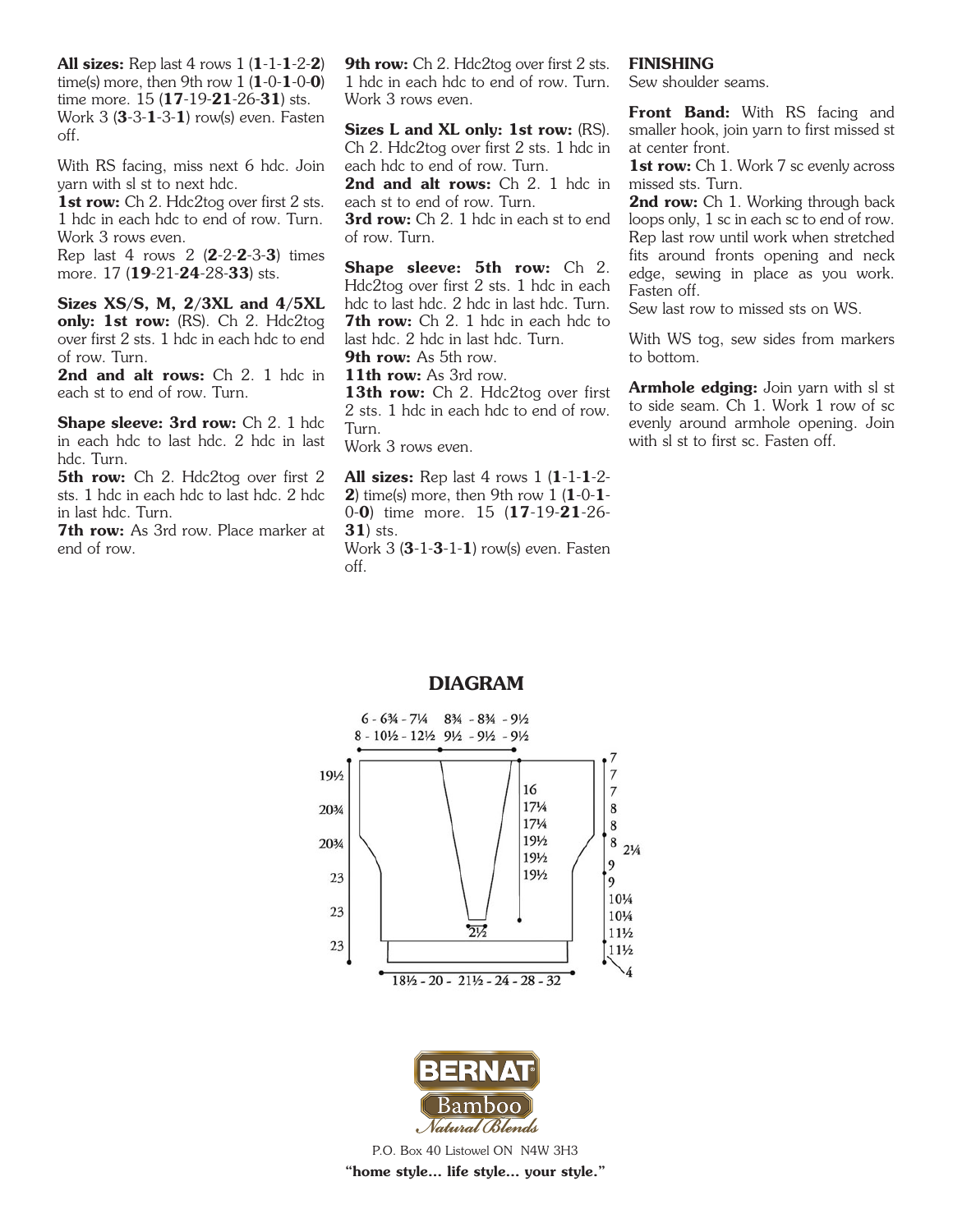**All sizes:** Rep last 4 rows 1 (**1**-1-**1**-2-**2**) time(s) more, then 9th row 1 (**1**-0-**1**-0-**0**) time more. 15 (**17**-19-**21**-26-**31**) sts. Work 3 (**3**-3-**1**-3-**1**) row(s) even. Fasten off.

With RS facing, miss next 6 hdc. Join yarn with sl st to next hdc.

**1st row:** Ch 2. Hdc2tog over first 2 sts. 1 hdc in each hdc to end of row. Turn. Work 3 rows even.

Rep last 4 rows 2 (**2**-2-**2**-3-**3**) times more. 17 (**19**-21-**24**-28-**33**) sts.

**Sizes XS/S, M, 2/3XL and 4/5XL only: 1st row:** (RS). Ch 2. Hdc2tog over first 2 sts. 1 hdc in each hdc to end of row. Turn.

**2nd and alt rows:** Ch 2. 1 hdc in each st to end of row. Turn.

**Shape sleeve: 3rd row:** Ch 2. 1 hdc in each hdc to last hdc. 2 hdc in last hdc. Turn.

**5th row:** Ch 2. Hdc2tog over first 2 sts. 1 hdc in each hdc to last hdc. 2 hdc in last hdc. Turn.

**7th row:** As 3rd row. Place marker at end of row.

**9th row:** Ch 2. Hdc2tog over first 2 sts. 1 hdc in each hdc to end of row. Turn. Work 3 rows even.

**Sizes L and XL only: 1st row:** (RS). Ch 2. Hdc2tog over first 2 sts. 1 hdc in each hdc to end of row. Turn.

**2nd and alt rows:** Ch 2. 1 hdc in each st to end of row. Turn.

**3rd row:** Ch 2. 1 hdc in each st to end of row. Turn.

**Shape sleeve: 5th row:** Ch 2. Hdc2tog over first 2 sts. 1 hdc in each hdc to last hdc. 2 hdc in last hdc. Turn.

**7th row:** Ch 2. 1 hdc in each hdc to last hdc. 2 hdc in last hdc. Turn.

**9th row:** As 5th row.

**11th row:** As 3rd row.

**13th row:** Ch 2. Hdc2tog over first 2 sts. 1 hdc in each hdc to end of row. Turn.

Work 3 rows even.

**All sizes:** Rep last 4 rows 1 (**1**-1-**1**-2-**2**) time(s) more, then 9th row 1 (**1**-0-**1**-0-**0**) time more. 15 (**17**-19-**21**-26-**31**) sts.

Work 3 (**3**-1-**3**-1-**1**) row(s) even. Fasten off.

## FINISHING

Sew shoulder seams.

**Front Band:** With RS facing and smaller hook, join yarn to first missed st at center front.

**1st row:** Ch 1. Work 7 sc evenly across missed sts. Turn.

**2nd row:** Ch 1. Working through back loops only, 1 sc in each sc to end of row. Rep last row until work when stretched fits around fronts opening and neck edge, sewing in place as you work. Fasten off.

Sew last row to missed sts on WS.

With WS tog, sew sides from markers to bottom.

**Armhole edging:** Join yarn with sl st to side seam. Ch 1. Work 1 row of sc evenly around armhole opening. Join with sl st to first sc. Fasten off.

## DIAGRAM

6 - 6¾ - 7¼ 8¾ - 8¾ - 9½
8 - 10½ - 12½ 9½ - 9½ - 9½

19½
20¾
20¾
23
23
23

16
17¼
17¼
19½
19½
19½

7
7
7
8
8
8
9
9
10¼
10¼
11½
11½

2¼

2½

4

18½ - 20 - 21½ - 24 - 28 - 32

BERNAT Bamboo Natural Blends

P.O. Box 40 Listowel ON N4W 3H3

**"home style... life style... your style."**